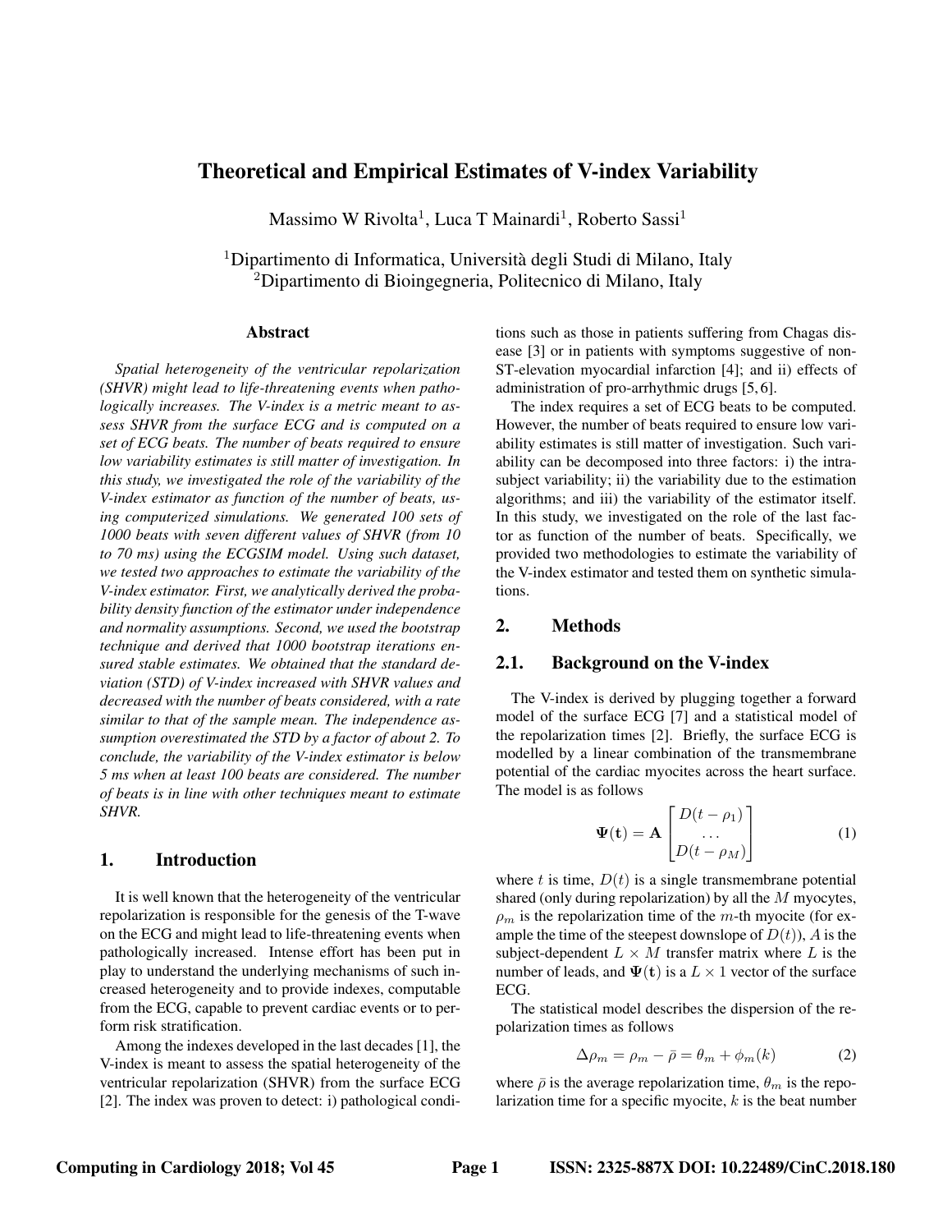# Theoretical and Empirical Estimates of V-index Variability

Massimo W Rivolta[1], Luca T Mainardi[1], Roberto Sassi[1]

[1]Dipartimento di Informatica, Università degli Studi di Milano, Italy
[2]Dipartimento di Bioingegneria, Politecnico di Milano, Italy

### Abstract

*Spatial heterogeneity of the ventricular repolarization (SHVR) might lead to life-threatening events when pathologically increases. The V-index is a metric meant to assess SHVR from the surface ECG and is computed on a set of ECG beats. The number of beats required to ensure low variability estimates is still matter of investigation. In this study, we investigated the role of the variability of the V-index estimator as function of the number of beats, using computerized simulations. We generated 100 sets of 1000 beats with seven different values of SHVR (from 10 to 70 ms) using the ECGSIM model. Using such dataset, we tested two approaches to estimate the variability of the V-index estimator. First, we analytically derived the probability density function of the estimator under independence and normality assumptions. Second, we used the bootstrap technique and derived that 1000 bootstrap iterations ensured stable estimates. We obtained that the standard deviation (STD) of V-index increased with SHVR values and decreased with the number of beats considered, with a rate similar to that of the sample mean. The independence assumption overestimated the STD by a factor of about 2. To conclude, the variability of the V-index estimator is below 5 ms when at least 100 beats are considered. The number of beats is in line with other techniques meant to estimate SHVR.*

## 1. Introduction

It is well known that the heterogeneity of the ventricular repolarization is responsible for the genesis of the T-wave on the ECG and might lead to life-threatening events when pathologically increased. Intense effort has been put in play to understand the underlying mechanisms of such increased heterogeneity and to provide indexes, computable from the ECG, capable to prevent cardiac events or to perform risk stratification.

Among the indexes developed in the last decades [1], the V-index is meant to assess the spatial heterogeneity of the ventricular repolarization (SHVR) from the surface ECG [2]. The index was proven to detect: i) pathological conditions such as those in patients suffering from Chagas disease [3] or in patients with symptoms suggestive of non-ST-elevation myocardial infarction [4]; and ii) effects of administration of pro-arrhythmic drugs [5,6].

The index requires a set of ECG beats to be computed. However, the number of beats required to ensure low variability estimates is still matter of investigation. Such variability can be decomposed into three factors: i) the intra-subject variability; ii) the variability due to the estimation algorithms; and iii) the variability of the estimator itself. In this study, we investigated on the role of the last factor as function of the number of beats. Specifically, we provided two methodologies to estimate the variability of the V-index estimator and tested them on synthetic simulations.

## 2. Methods

### 2.1. Background on the V-index

The V-index is derived by plugging together a forward model of the surface ECG [7] and a statistical model of the repolarization times [2]. Briefly, the surface ECG is modelled by a linear combination of the transmembrane potential of the cardiac myocites across the heart surface. The model is as follows

$$\mathbf{\Psi(t)} = \mathbf{A} \begin{bmatrix} D(t-\rho_1) \\ \dots \\ D(t-\rho_M) \end{bmatrix} \tag{1}$$

where $t$ is time, $D(t)$ is a single transmembrane potential shared (only during repolarization) by all the $M$ myocytes, $\rho_m$ is the repolarization time of the $m$-th myocite (for example the time of the steepest downslope of $D(t)$), $A$ is the subject-dependent $L \times M$ transfer matrix where $L$ is the number of leads, and $\mathbf{\Psi(t)}$ is a $L \times 1$ vector of the surface ECG.

The statistical model describes the dispersion of the repolarization times as follows

$$\Delta\rho_m = \rho_m - \bar{\rho} = \theta_m + \phi_m(k) \tag{2}$$

where $\bar{\rho}$ is the average repolarization time, $\theta_m$ is the repolarization time for a specific myocite, $k$ is the beat number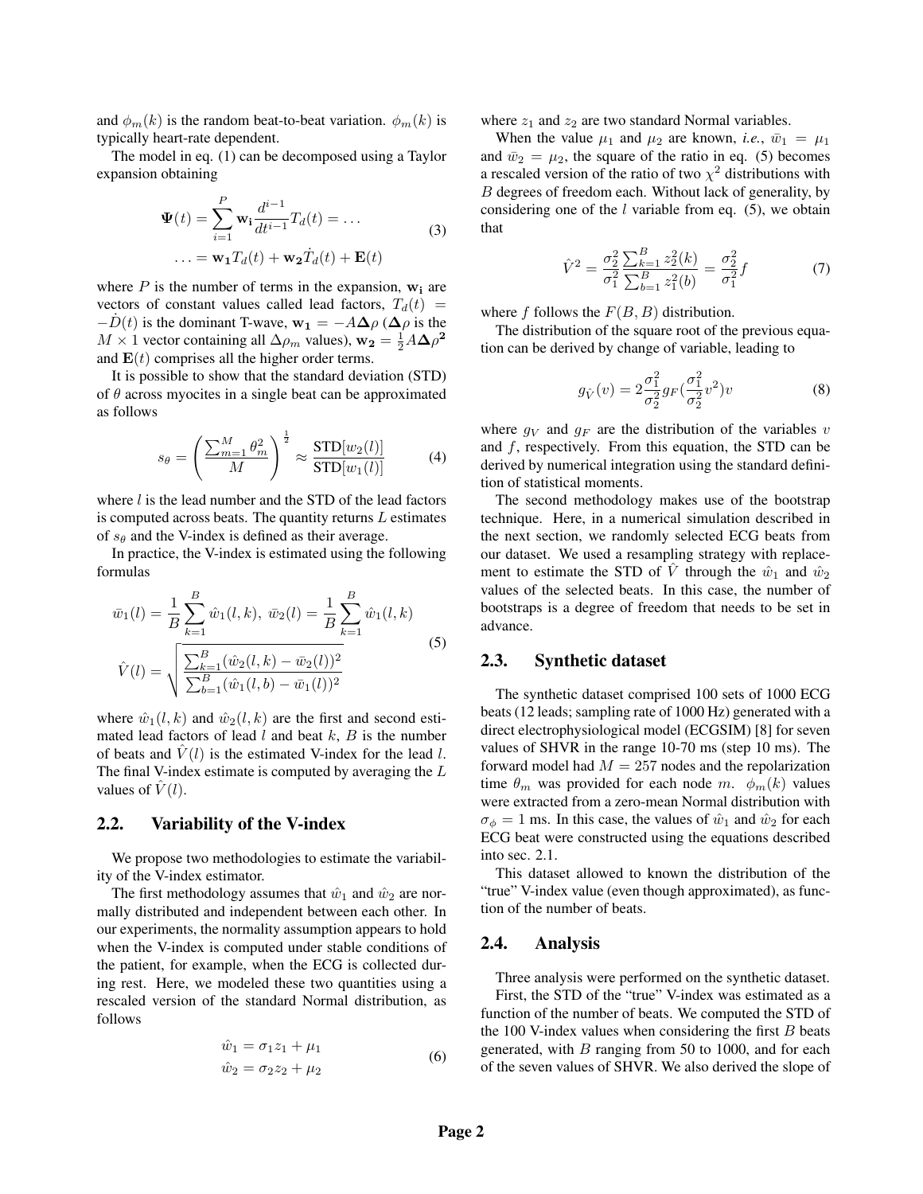and $\phi_m(k)$ is the random beat-to-beat variation. $\phi_m(k)$ is typically heart-rate dependent.

The model in eq. (1) can be decomposed using a Taylor expansion obtaining

$$\mathbf{\Psi}(t) = \sum_{i=1}^{P} \mathbf{w_i} \frac{d^{i-1}}{dt^{i-1}} T_d(t) = \dots$$
$$\dots = \mathbf{w_1} T_d(t) + \mathbf{w_2} \dot{T}_d(t) + \mathbf{E}(t) \tag{3}$$

where $P$ is the number of terms in the expansion, $\mathbf{w_i}$ are vectors of constant values called lead factors, $T_d(t) = -\dot{D}(t)$ is the dominant T-wave, $\mathbf{w_1} = -A\mathbf{\Delta}\rho$ ($\mathbf{\Delta}\rho$ is the $M \times 1$ vector containing all $\Delta\rho_m$ values), $\mathbf{w_2} = \frac{1}{2}A\mathbf{\Delta}\rho^{\mathbf{2}}$ and $\mathbf{E}(t)$ comprises all the higher order terms.

It is possible to show that the standard deviation (STD) of $\theta$ across myocites in a single beat can be approximated as follows

$$s_\theta = \left( \frac{\sum_{m=1}^{M} \theta_m^2}{M} \right)^{\frac{1}{2}} \approx \frac{\text{STD}[w_2(l)]}{\text{STD}[w_1(l)]} \tag{4}$$

where $l$ is the lead number and the STD of the lead factors is computed across beats. The quantity returns $L$ estimates of $s_\theta$ and the V-index is defined as their average.

In practice, the V-index is estimated using the following formulas

$$\bar{w}_1(l) = \frac{1}{B} \sum_{k=1}^{B} \hat{w}_1(l,k), \ \bar{w}_2(l) = \frac{1}{B} \sum_{k=1}^{B} \hat{w}_1(l,k)$$
$$\hat{V}(l) = \sqrt{\frac{\sum_{k=1}^{B} (\hat{w}_2(l,k) - \bar{w}_2(l))^2}{\sum_{b=1}^{B} (\hat{w}_1(l,b) - \bar{w}_1(l))^2}} \tag{5}$$

where $\hat{w}_1(l,k)$ and $\hat{w}_2(l,k)$ are the first and second estimated lead factors of lead $l$ and beat $k$, $B$ is the number of beats and $\hat{V}(l)$ is the estimated V-index for the lead $l$. The final V-index estimate is computed by averaging the $L$ values of $\hat{V}(l)$.

## 2.2. Variability of the V-index

We propose two methodologies to estimate the variability of the V-index estimator.

The first methodology assumes that $\hat{w}_1$ and $\hat{w}_2$ are normally distributed and independent between each other. In our experiments, the normality assumption appears to hold when the V-index is computed under stable conditions of the patient, for example, when the ECG is collected during rest. Here, we modeled these two quantities using a rescaled version of the standard Normal distribution, as follows

$$\hat{w}_1 = \sigma_1 z_1 + \mu_1$$
$$\hat{w}_2 = \sigma_2 z_2 + \mu_2 \tag{6}$$

where $z_1$ and $z_2$ are two standard Normal variables.

When the value $\mu_1$ and $\mu_2$ are known, *i.e.*, $\bar{w}_1 = \mu_1$ and $\bar{w}_2 = \mu_2$, the square of the ratio in eq. (5) becomes a rescaled version of the ratio of two $\chi^2$ distributions with $B$ degrees of freedom each. Without lack of generality, by considering one of the $l$ variable from eq. (5), we obtain that

$$\hat{V}^2 = \frac{\sigma_2^2}{\sigma_1^2} \frac{\sum_{k=1}^{B} z_2^2(k)}{\sum_{b=1}^{B} z_1^2(b)} = \frac{\sigma_2^2}{\sigma_1^2} f \tag{7}$$

where $f$ follows the $F(B,B)$ distribution.

The distribution of the square root of the previous equation can be derived by change of variable, leading to

$$g_{\hat{V}}(v) = 2\frac{\sigma_1^2}{\sigma_2^2} g_F\left(\frac{\sigma_1^2}{\sigma_2^2} v^2\right) v \tag{8}$$

where $g_V$ and $g_F$ are the distribution of the variables $v$ and $f$, respectively. From this equation, the STD can be derived by numerical integration using the standard definition of statistical moments.

The second methodology makes use of the bootstrap technique. Here, in a numerical simulation described in the next section, we randomly selected ECG beats from our dataset. We used a resampling strategy with replacement to estimate the STD of $\hat{V}$ through the $\hat{w}_1$ and $\hat{w}_2$ values of the selected beats. In this case, the number of bootstraps is a degree of freedom that needs to be set in advance.

## 2.3. Synthetic dataset

The synthetic dataset comprised 100 sets of 1000 ECG beats (12 leads; sampling rate of 1000 Hz) generated with a direct electrophysiological model (ECGSIM) [8] for seven values of SHVR in the range 10-70 ms (step 10 ms). The forward model had $M = 257$ nodes and the repolarization time $\theta_m$ was provided for each node $m$. $\phi_m(k)$ values were extracted from a zero-mean Normal distribution with $\sigma_\phi = 1$ ms. In this case, the values of $\hat{w}_1$ and $\hat{w}_2$ for each ECG beat were constructed using the equations described into sec. 2.1.

This dataset allowed to known the distribution of the "true" V-index value (even though approximated), as function of the number of beats.

## 2.4. Analysis

Three analysis were performed on the synthetic dataset.

First, the STD of the "true" V-index was estimated as a function of the number of beats. We computed the STD of the 100 V-index values when considering the first $B$ beats generated, with $B$ ranging from 50 to 1000, and for each of the seven values of SHVR. We also derived the slope of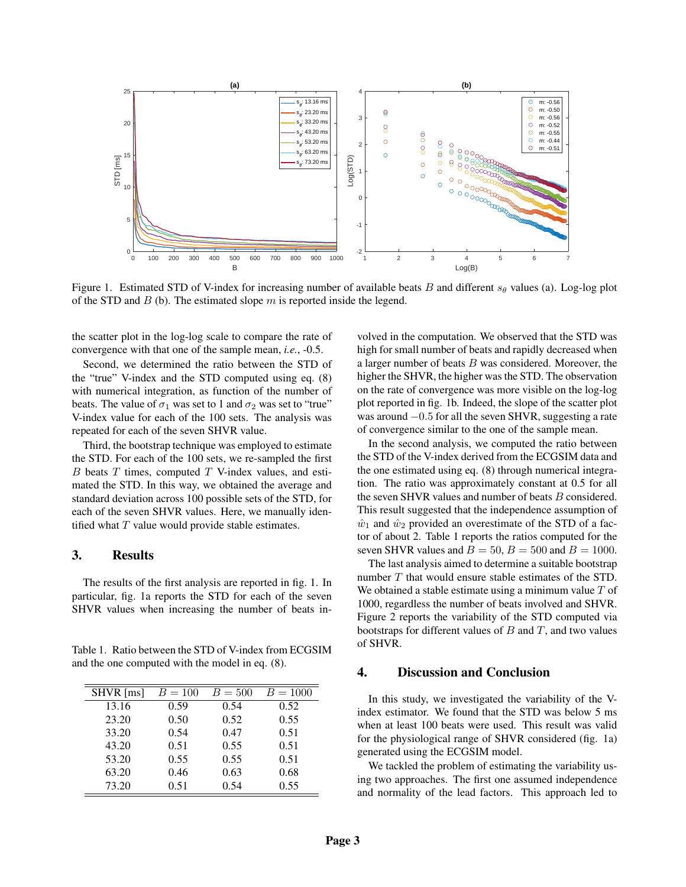Figure 1. Estimated STD of V-index for increasing number of available beats $B$ and different $s_\theta$ values (a). Log-log plot of the STD and $B$ (b). The estimated slope $m$ is reported inside the legend.

the scatter plot in the log-log scale to compare the rate of convergence with that one of the sample mean, *i.e.*, -0.5.

Second, we determined the ratio between the STD of the "true" V-index and the STD computed using eq. (8) with numerical integration, as function of the number of beats. The value of $\sigma_1$ was set to 1 and $\sigma_2$ was set to "true" V-index value for each of the 100 sets. The analysis was repeated for each of the seven SHVR value.

Third, the bootstrap technique was employed to estimate the STD. For each of the 100 sets, we re-sampled the first $B$ beats $T$ times, computed $T$ V-index values, and estimated the STD. In this way, we obtained the average and standard deviation across 100 possible sets of the STD, for each of the seven SHVR values. Here, we manually identified what $T$ value would provide stable estimates.

## 3. Results

The results of the first analysis are reported in fig. 1. In particular, fig. 1a reports the STD for each of the seven SHVR values when increasing the number of beats involved in the computation. We observed that the STD was high for small number of beats and rapidly decreased when a larger number of beats $B$ was considered. Moreover, the higher the SHVR, the higher was the STD. The observation on the rate of convergence was more visible on the log-log plot reported in fig. 1b. Indeed, the slope of the scatter plot was around $-0.5$ for all the seven SHVR, suggesting a rate of convergence similar to the one of the sample mean.

In the second analysis, we computed the ratio between the STD of the V-index derived from the ECGSIM data and the one estimated using eq. (8) through numerical integration. The ratio was approximately constant at 0.5 for all the seven SHVR values and number of beats $B$ considered. This result suggested that the independence assumption of $\hat{w}_1$ and $\hat{w}_2$ provided an overestimate of the STD of a factor of about 2. Table 1 reports the ratios computed for the seven SHVR values and $B = 50$, $B = 500$ and $B = 1000$.

The last analysis aimed to determine a suitable bootstrap number $T$ that would ensure stable estimates of the STD. We obtained a stable estimate using a minimum value $T$ of 1000, regardless the number of beats involved and SHVR. Figure 2 reports the variability of the STD computed via bootstraps for different values of $B$ and $T$, and two values of SHVR.

Table 1. Ratio between the STD of V-index from ECGSIM and the one computed with the model in eq. (8).

| SHVR [ms] | $B = 100$ | $B = 500$ | $B = 1000$ |
|---|---|---|---|
| 13.16 | 0.59 | 0.54 | 0.52 |
| 23.20 | 0.50 | 0.52 | 0.55 |
| 33.20 | 0.54 | 0.47 | 0.51 |
| 43.20 | 0.51 | 0.55 | 0.51 |
| 53.20 | 0.55 | 0.55 | 0.51 |
| 63.20 | 0.46 | 0.63 | 0.68 |
| 73.20 | 0.51 | 0.54 | 0.55 |

## 4. Discussion and Conclusion

In this study, we investigated the variability of the V-index estimator. We found that the STD was below 5 ms when at least 100 beats were used. This result was valid for the physiological range of SHVR considered (fig. 1a) generated using the ECGSIM model.

We tackled the problem of estimating the variability using two approaches. The first one assumed independence and normality of the lead factors. This approach led to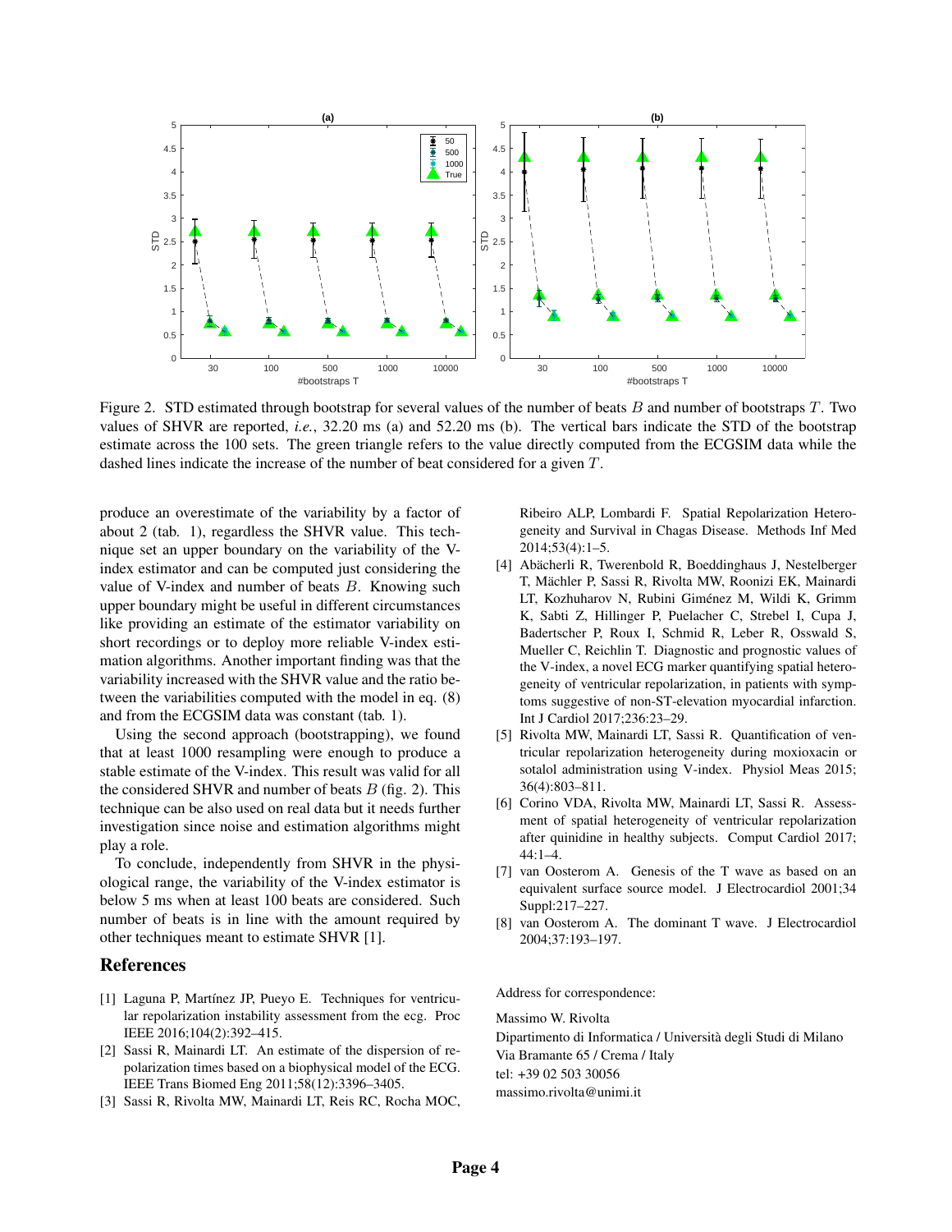(a)

5
4.5
4
3.5
3
2.5
2
1.5
1
0.5
0

STD

30 100 500 1000 10000

#bootstraps T

50
500
1000
True

(b)

5
4.5
4
3.5
3
2.5
2
1.5
1
0.5
0

STD

30 100 500 1000 10000

#bootstraps T

Figure 2. STD estimated through bootstrap for several values of the number of beats $B$ and number of bootstraps $T$. Two values of SHVR are reported, *i.e.*, 32.20 ms (a) and 52.20 ms (b). The vertical bars indicate the STD of the bootstrap estimate across the 100 sets. The green triangle refers to the value directly computed from the ECGSIM data while the dashed lines indicate the increase of the number of beat considered for a given $T$.

produce an overestimate of the variability by a factor of about 2 (tab. 1), regardless the SHVR value. This technique set an upper boundary on the variability of the V-index estimator and can be computed just considering the value of V-index and number of beats $B$. Knowing such upper boundary might be useful in different circumstances like providing an estimate of the estimator variability on short recordings or to deploy more reliable V-index estimation algorithms. Another important finding was that the variability increased with the SHVR value and the ratio between the variabilities computed with the model in eq. (8) and from the ECGSIM data was constant (tab. 1).

Using the second approach (bootstrapping), we found that at least 1000 resampling were enough to produce a stable estimate of the V-index. This result was valid for all the considered SHVR and number of beats $B$ (fig. 2). This technique can be also used on real data but it needs further investigation since noise and estimation algorithms might play a role.

To conclude, independently from SHVR in the physiological range, the variability of the V-index estimator is below 5 ms when at least 100 beats are considered. Such number of beats is in line with the amount required by other techniques meant to estimate SHVR [1].

## References

[1] Laguna P, Martínez JP, Pueyo E. Techniques for ventricular repolarization instability assessment from the ecg. Proc IEEE 2016;104(2):392–415.

[2] Sassi R, Mainardi LT. An estimate of the dispersion of repolarization times based on a biophysical model of the ECG. IEEE Trans Biomed Eng 2011;58(12):3396–3405.

[3] Sassi R, Rivolta MW, Mainardi LT, Reis RC, Rocha MOC, Ribeiro ALP, Lombardi F. Spatial Repolarization Heterogeneity and Survival in Chagas Disease. Methods Inf Med 2014;53(4):1–5.

[4] Abächerli R, Twerenbold R, Boeddinghaus J, Nestelberger T, Mächler P, Sassi R, Rivolta MW, Roonizi EK, Mainardi LT, Kozhuharov N, Rubini Giménez M, Wildi K, Grimm K, Sabti Z, Hillinger P, Puelacher C, Strebel I, Cupa J, Badertscher P, Roux I, Schmid R, Leber R, Osswald S, Mueller C, Reichlin T. Diagnostic and prognostic values of the V-index, a novel ECG marker quantifying spatial heterogeneity of ventricular repolarization, in patients with symptoms suggestive of non-ST-elevation myocardial infarction. Int J Cardiol 2017;236:23–29.

[5] Rivolta MW, Mainardi LT, Sassi R. Quantification of ventricular repolarization heterogeneity during moxioxacin or sotalol administration using V-index. Physiol Meas 2015; 36(4):803–811.

[6] Corino VDA, Rivolta MW, Mainardi LT, Sassi R. Assessment of spatial heterogeneity of ventricular repolarization after quinidine in healthy subjects. Comput Cardiol 2017; 44:1–4.

[7] van Oosterom A. Genesis of the T wave as based on an equivalent surface source model. J Electrocardiol 2001;34 Suppl:217–227.

[8] van Oosterom A. The dominant T wave. J Electrocardiol 2004;37:193–197.

Address for correspondence:

Massimo W. Rivolta
Dipartimento di Informatica / Università degli Studi di Milano
Via Bramante 65 / Crema / Italy
tel: +39 02 503 30056
massimo.rivolta@unimi.it